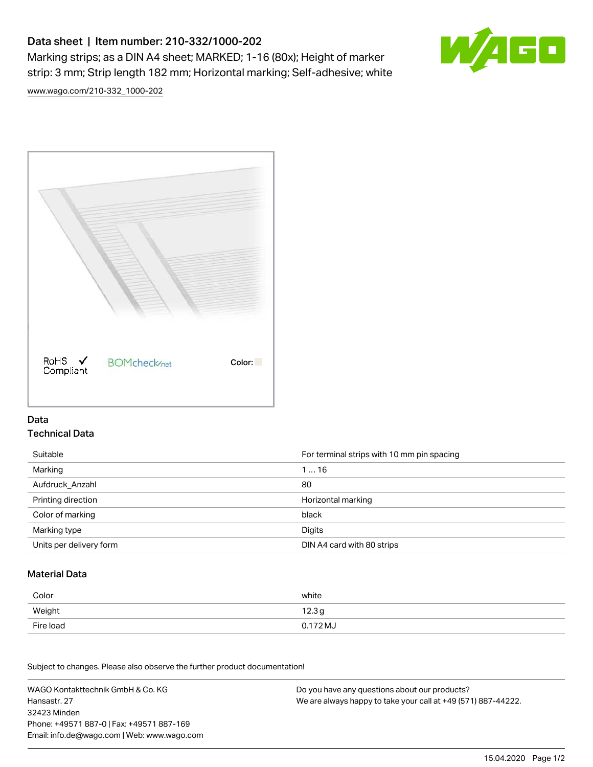# Data sheet | Item number: 210-332/1000-202

Marking strips; as a DIN A4 sheet; MARKED; 1-16 (80x); Height of marker strip: 3 mm; Strip length 182 mm; Horizontal marking; Self-adhesive; white

www.wago.com/210-332_1000-202

RoHS ✓ Compliant

BOMcheck.net

Color:

## Data

### Technical Data

| | |
|---|---|
| Suitable | For terminal strips with 10 mm pin spacing |
| Marking | 1 … 16 |
| Aufdruck_Anzahl | 80 |
| Printing direction | Horizontal marking |
| Color of marking | black |
| Marking type | Digits |
| Units per delivery form | DIN A4 card with 80 strips |

### Material Data

| | |
|---|---|
| Color | white |
| Weight | 12.3 g |
| Fire load | 0.172 MJ |

Subject to changes. Please also observe the further product documentation!

WAGO Kontakttechnik GmbH & Co. KG
Hansastr. 27
32423 Minden
Phone: +49571 887-0 | Fax: +49571 887-169
Email: info.de@wago.com | Web: www.wago.com

Do you have any questions about our products?
We are always happy to take your call at +49 (571) 887-44222.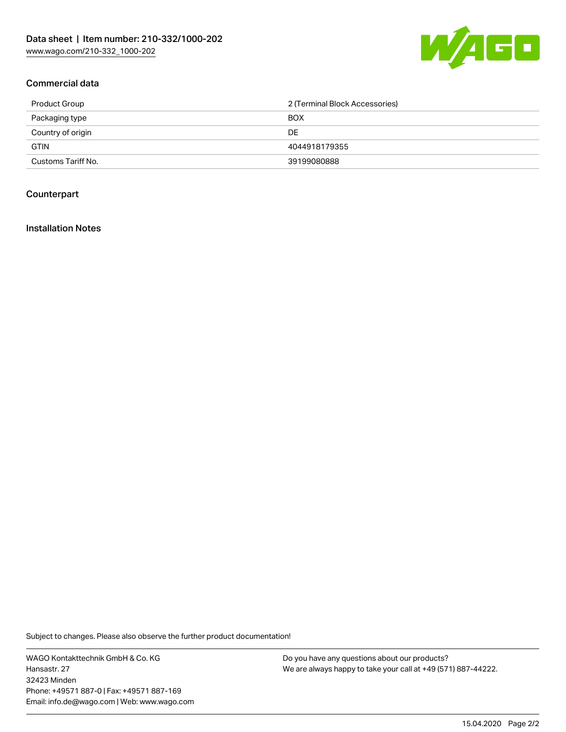## Commercial data

| | |
|---|---|
| Product Group | 2 (Terminal Block Accessories) |
| Packaging type | BOX |
| Country of origin | DE |
| GTIN | 4044918179355 |
| Customs Tariff No. | 39199080888 |

## Counterpart

## Installation Notes

Subject to changes. Please also observe the further product documentation!

WAGO Kontakttechnik GmbH & Co. KG
Hansastr. 27
32423 Minden
Phone: +49571 887-0 | Fax: +49571 887-169
Email: info.de@wago.com | Web: www.wago.com

Do you have any questions about our products?
We are always happy to take your call at +49 (571) 887-44222.